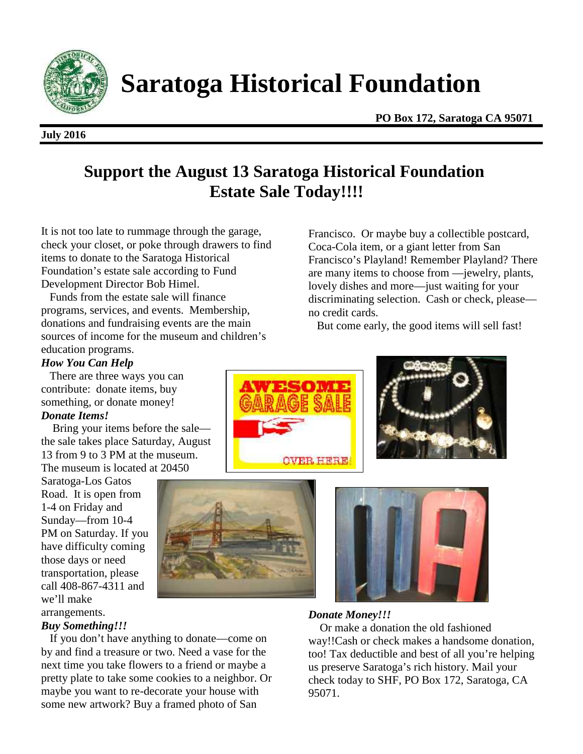# Saratoga Historical Foundation

**PO Box 172, Saratoga CA 95071**

**July 2016**

## Support the August 13 Saratoga Historical Foundation Estate Sale Today!!!!

It is not too late to rummage through the garage, check your closet, or poke through drawers to find items to donate to the Saratoga Historical Foundation's estate sale according to Fund Development Director Bob Himel.

Funds from the estate sale will finance programs, services, and events. Membership, donations and fundraising events are the main sources of income for the museum and children's education programs.

***How You Can Help***

There are three ways you can contribute: donate items, buy something, or donate money!

***Donate Items!***

Bring your items before the sale—the sale takes place Saturday, August 13 from 9 to 3 PM at the museum. The museum is located at 20450 Saratoga-Los Gatos Road. It is open from 1-4 on Friday and Sunday—from 10-4 PM on Saturday. If you have difficulty coming those days or need transportation, please call 408-867-4311 and we'll make arrangements.

***Buy Something!!!***

If you don't have anything to donate—come on by and find a treasure or two. Need a vase for the next time you take flowers to a friend or maybe a pretty plate to take some cookies to a neighbor. Or maybe you want to re-decorate your house with some new artwork? Buy a framed photo of San Francisco. Or maybe buy a collectible postcard, Coca-Cola item, or a giant letter from San Francisco's Playland! Remember Playland? There are many items to choose from —jewelry, plants, lovely dishes and more—just waiting for your discriminating selection. Cash or check, please—no credit cards.

But come early, the good items will sell fast!

***Donate Money!!!***

Or make a donation the old fashioned way!!Cash or check makes a handsome donation, too! Tax deductible and best of all you're helping us preserve Saratoga's rich history. Mail your check today to SHF, PO Box 172, Saratoga, CA 95071.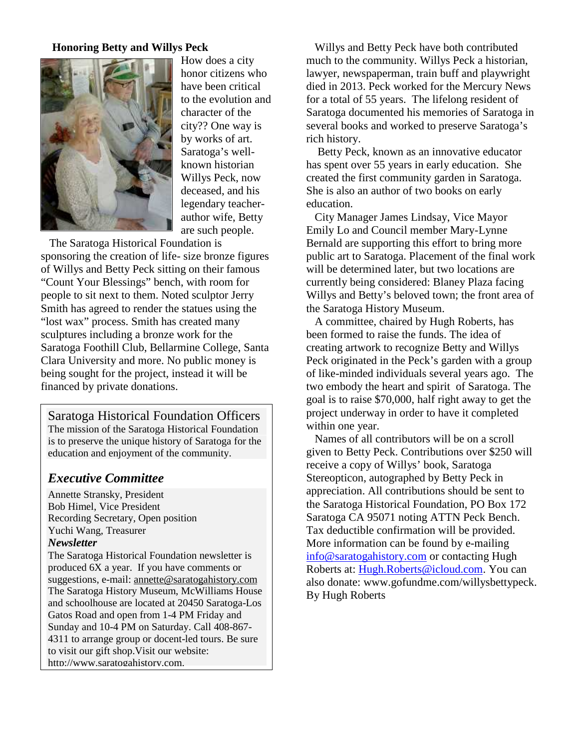## Honoring Betty and Willys Peck

How does a city honor citizens who have been critical to the evolution and character of the city?? One way is by works of art. Saratoga's well-known historian Willys Peck, now deceased, and his legendary teacher-author wife, Betty are such people.

The Saratoga Historical Foundation is sponsoring the creation of life- size bronze figures of Willys and Betty Peck sitting on their famous "Count Your Blessings" bench, with room for people to sit next to them. Noted sculptor Jerry Smith has agreed to render the statues using the "lost wax" process. Smith has created many sculptures including a bronze work for the Saratoga Foothill Club, Bellarmine College, Santa Clara University and more. No public money is being sought for the project, instead it will be financed by private donations.

Willys and Betty Peck have both contributed much to the community. Willys Peck a historian, lawyer, newspaperman, train buff and playwright died in 2013. Peck worked for the Mercury News for a total of 55 years. The lifelong resident of Saratoga documented his memories of Saratoga in several books and worked to preserve Saratoga's rich history.

Betty Peck, known as an innovative educator has spent over 55 years in early education. She created the first community garden in Saratoga. She is also an author of two books on early education.

City Manager James Lindsay, Vice Mayor Emily Lo and Council member Mary-Lynne Bernald are supporting this effort to bring more public art to Saratoga. Placement of the final work will be determined later, but two locations are currently being considered: Blaney Plaza facing Willys and Betty's beloved town; the front area of the Saratoga History Museum.

A committee, chaired by Hugh Roberts, has been formed to raise the funds. The idea of creating artwork to recognize Betty and Willys Peck originated in the Peck's garden with a group of like-minded individuals several years ago. The two embody the heart and spirit of Saratoga. The goal is to raise $70,000, half right away to get the project underway in order to have it completed within one year.

Names of all contributors will be on a scroll given to Betty Peck. Contributions over $250 will receive a copy of Willys' book, Saratoga Stereopticon, autographed by Betty Peck in appreciation. All contributions should be sent to the Saratoga Historical Foundation, PO Box 172 Saratoga CA 95071 noting ATTN Peck Bench. Tax deductible confirmation will be provided. More information can be found by e-mailing info@saratogahistory.com or contacting Hugh Roberts at: Hugh.Roberts@icloud.com. You can also donate: www.gofundme.com/willysbettypeck.
By Hugh Roberts

---

## Saratoga Historical Foundation Officers

The mission of the Saratoga Historical Foundation is to preserve the unique history of Saratoga for the education and enjoyment of the community.

### *Executive Committee*

Annette Stransky, President
Bob Himel, Vice President
Recording Secretary, Open position
Yuchi Wang, Treasurer

***Newsletter***

The Saratoga Historical Foundation newsletter is produced 6X a year. If you have comments or suggestions, e-mail: annette@saratogahistory.com
The Saratoga History Museum, McWilliams House and schoolhouse are located at 20450 Saratoga-Los Gatos Road and open from 1-4 PM Friday and Sunday and 10-4 PM on Saturday. Call 408-867-4311 to arrange group or docent-led tours. Be sure to visit our gift shop.Visit our website: http://www.saratogahistory.com.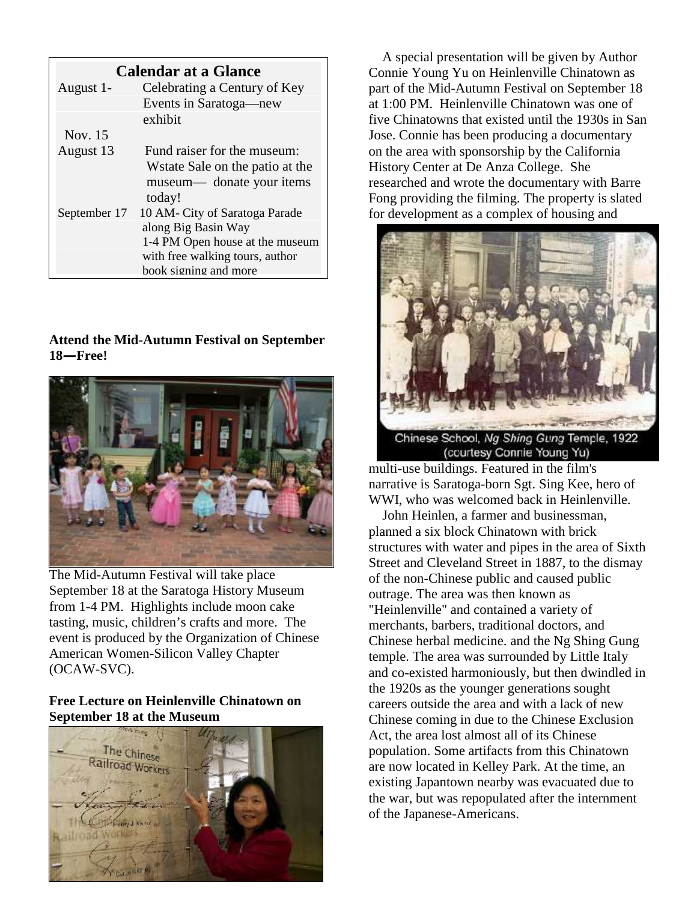| Calendar at a Glance | |
|---|---|
| August 1- | Celebrating a Century of Key Events in Saratoga—new exhibit |
| Nov. 15 | |
| August 13 | Fund raiser for the museum: Wstate Sale on the patio at the museum— donate your items today! |
| September 17 | 10 AM- City of Saratoga Parade along Big Basin Way |
| | 1-4 PM Open house at the museum with free walking tours, author book signing and more |

**Attend the Mid-Autumn Festival on September 18—Free!**

The Mid-Autumn Festival will take place September 18 at the Saratoga History Museum from 1-4 PM. Highlights include moon cake tasting, music, children's crafts and more. The event is produced by the Organization of Chinese American Women-Silicon Valley Chapter (OCAW-SVC).

**Free Lecture on Heinlenville Chinatown on September 18 at the Museum**

A special presentation will be given by Author Connie Young Yu on Heinlenville Chinatown as part of the Mid-Autumn Festival on September 18 at 1:00 PM. Heinlenville Chinatown was one of five Chinatowns that existed until the 1930s in San Jose. Connie has been producing a documentary on the area with sponsorship by the California History Center at De Anza College. She researched and wrote the documentary with Barre Fong providing the filming. The property is slated for development as a complex of housing and multi-use buildings. Featured in the film's narrative is Saratoga-born Sgt. Sing Kee, hero of WWI, who was welcomed back in Heinlenville.

Chinese School, *Ng Shing Gung* Temple, 1922 (courtesy Connie Young Yu)

John Heinlen, a farmer and businessman, planned a six block Chinatown with brick structures with water and pipes in the area of Sixth Street and Cleveland Street in 1887, to the dismay of the non-Chinese public and caused public outrage. The area was then known as "Heinlenville" and contained a variety of merchants, barbers, traditional doctors, and Chinese herbal medicine. and the Ng Shing Gung temple. The area was surrounded by Little Italy and co-existed harmoniously, but then dwindled in the 1920s as the younger generations sought careers outside the area and with a lack of new Chinese coming in due to the Chinese Exclusion Act, the area lost almost all of its Chinese population. Some artifacts from this Chinatown are now located in Kelley Park. At the time, an existing Japantown nearby was evacuated due to the war, but was repopulated after the internment of the Japanese-Americans.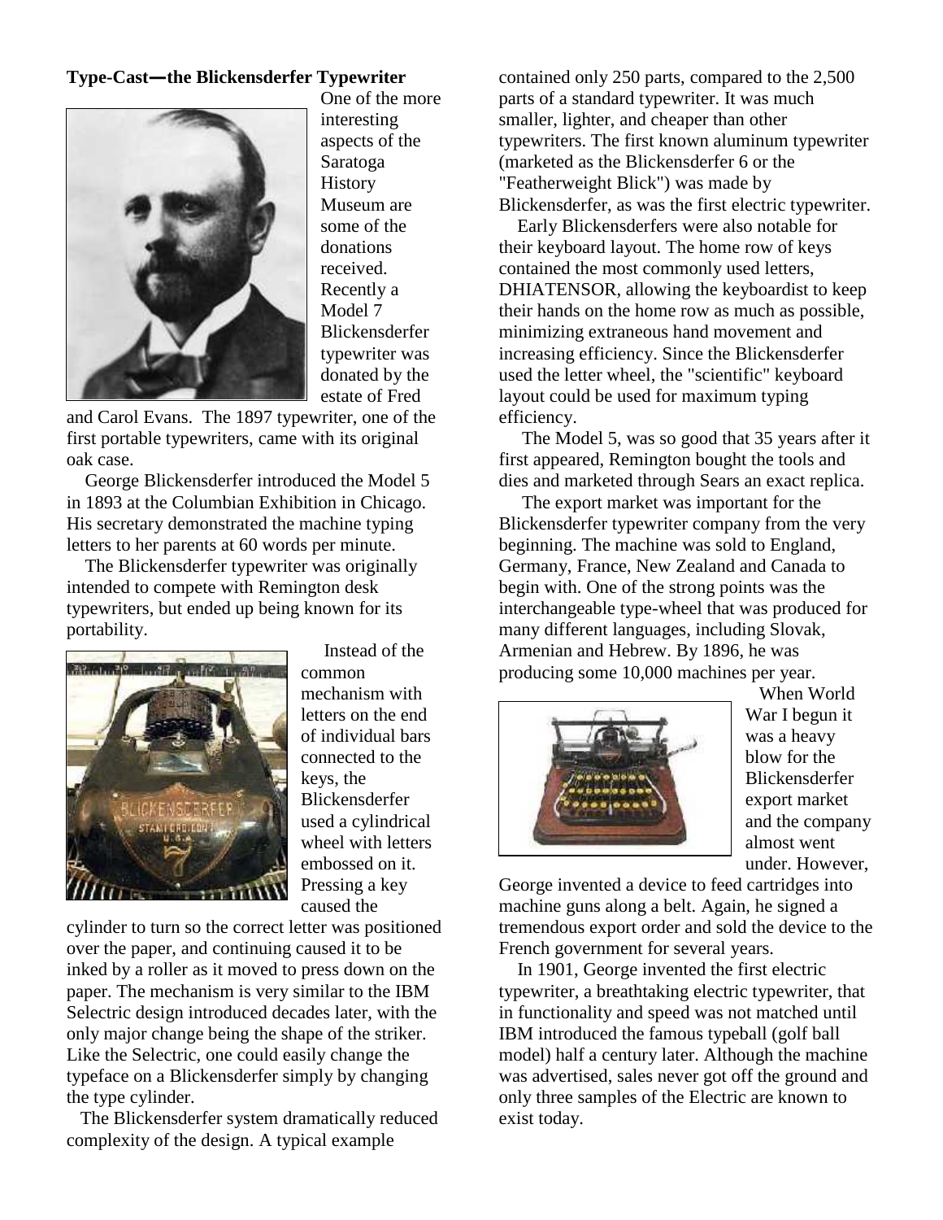**Type-Cast—the Blickensderfer Typewriter**

One of the more interesting aspects of the Saratoga History Museum are some of the donations received. Recently a Model 7 Blickensderfer typewriter was donated by the estate of Fred and Carol Evans. The 1897 typewriter, one of the first portable typewriters, came with its original oak case.

George Blickensderfer introduced the Model 5 in 1893 at the Columbian Exhibition in Chicago. His secretary demonstrated the machine typing letters to her parents at 60 words per minute.

The Blickensderfer typewriter was originally intended to compete with Remington desk typewriters, but ended up being known for its portability.

Instead of the common mechanism with letters on the end of individual bars connected to the keys, the Blickensderfer used a cylindrical wheel with letters embossed on it. Pressing a key caused the cylinder to turn so the correct letter was positioned over the paper, and continuing caused it to be inked by a roller as it moved to press down on the paper. The mechanism is very similar to the IBM Selectric design introduced decades later, with the only major change being the shape of the striker. Like the Selectric, one could easily change the typeface on a Blickensderfer simply by changing the type cylinder.

The Blickensderfer system dramatically reduced complexity of the design. A typical example contained only 250 parts, compared to the 2,500 parts of a standard typewriter. It was much smaller, lighter, and cheaper than other typewriters. The first known aluminum typewriter (marketed as the Blickensderfer 6 or the "Featherweight Blick") was made by Blickensderfer, as was the first electric typewriter.

Early Blickensderfers were also notable for their keyboard layout. The home row of keys contained the most commonly used letters, DHIATENSOR, allowing the keyboardist to keep their hands on the home row as much as possible, minimizing extraneous hand movement and increasing efficiency. Since the Blickensderfer used the letter wheel, the "scientific" keyboard layout could be used for maximum typing efficiency.

The Model 5, was so good that 35 years after it first appeared, Remington bought the tools and dies and marketed through Sears an exact replica.

The export market was important for the Blickensderfer typewriter company from the very beginning. The machine was sold to England, Germany, France, New Zealand and Canada to begin with. One of the strong points was the interchangeable type-wheel that was produced for many different languages, including Slovak, Armenian and Hebrew. By 1896, he was producing some 10,000 machines per year.

When World War I begun it was a heavy blow for the Blickensderfer export market and the company almost went under. However, George invented a device to feed cartridges into machine guns along a belt. Again, he signed a tremendous export order and sold the device to the French government for several years.

In 1901, George invented the first electric typewriter, a breathtaking electric typewriter, that in functionality and speed was not matched until IBM introduced the famous typeball (golf ball model) half a century later. Although the machine was advertised, sales never got off the ground and only three samples of the Electric are known to exist today.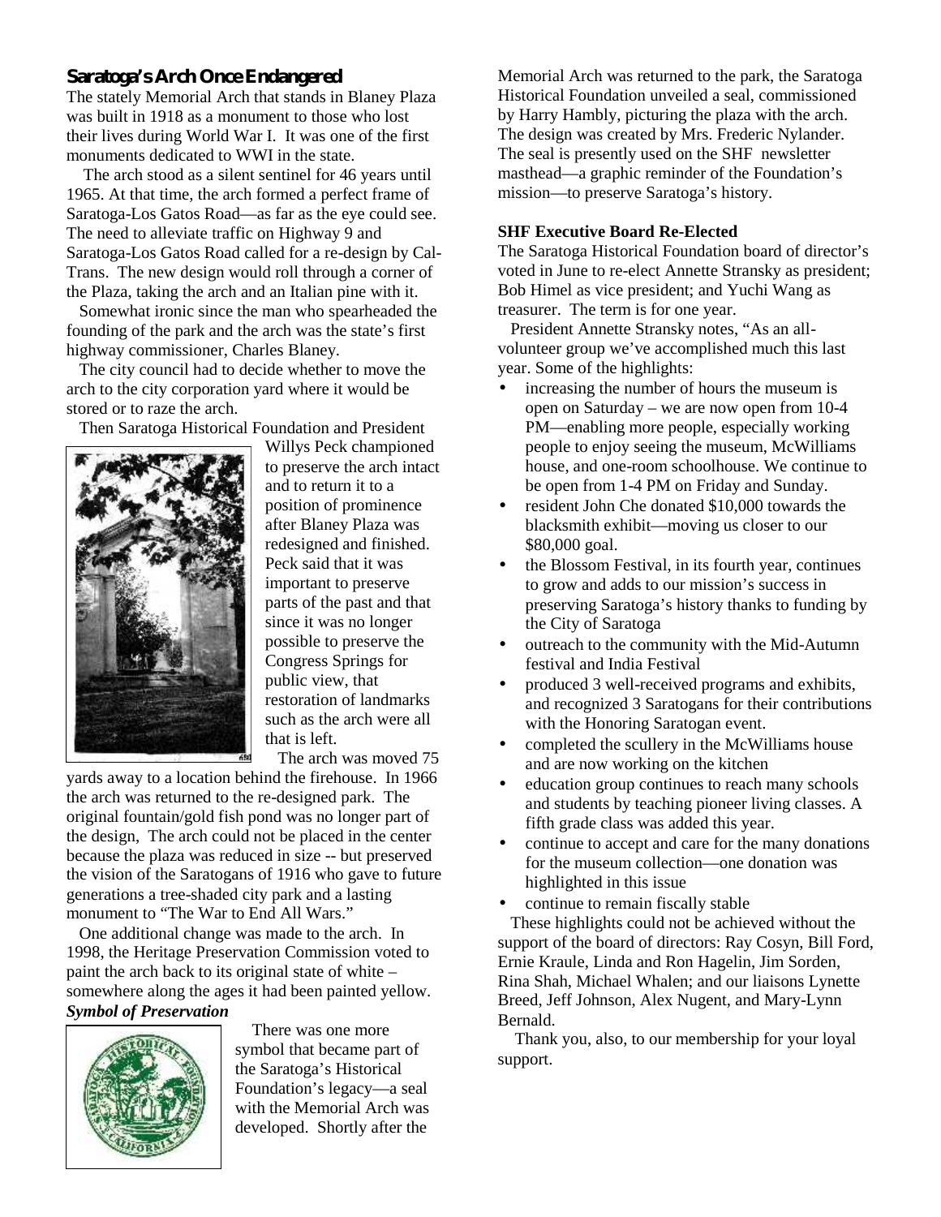## Saratoga's Arch Once Endangered

The stately Memorial Arch that stands in Blaney Plaza was built in 1918 as a monument to those who lost their lives during World War I. It was one of the first monuments dedicated to WWI in the state.

The arch stood as a silent sentinel for 46 years until 1965. At that time, the arch formed a perfect frame of Saratoga-Los Gatos Road—as far as the eye could see. The need to alleviate traffic on Highway 9 and Saratoga-Los Gatos Road called for a re-design by Cal-Trans. The new design would roll through a corner of the Plaza, taking the arch and an Italian pine with it.

Somewhat ironic since the man who spearheaded the founding of the park and the arch was the state's first highway commissioner, Charles Blaney.

The city council had to decide whether to move the arch to the city corporation yard where it would be stored or to raze the arch.

Then Saratoga Historical Foundation and President Willys Peck championed to preserve the arch intact and to return it to a position of prominence after Blaney Plaza was redesigned and finished. Peck said that it was important to preserve parts of the past and that since it was no longer possible to preserve the Congress Springs for public view, that restoration of landmarks such as the arch were all that is left.

The arch was moved 75 yards away to a location behind the firehouse. In 1966 the arch was returned to the re-designed park. The original fountain/gold fish pond was no longer part of the design, The arch could not be placed in the center because the plaza was reduced in size -- but preserved the vision of the Saratogans of 1916 who gave to future generations a tree-shaded city park and a lasting monument to "The War to End All Wars."

One additional change was made to the arch. In 1998, the Heritage Preservation Commission voted to paint the arch back to its original state of white – somewhere along the ages it had been painted yellow.

***Symbol of Preservation***

There was one more symbol that became part of the Saratoga's Historical Foundation's legacy—a seal with the Memorial Arch was developed. Shortly after the Memorial Arch was returned to the park, the Saratoga Historical Foundation unveiled a seal, commissioned by Harry Hambly, picturing the plaza with the arch. The design was created by Mrs. Frederic Nylander. The seal is presently used on the SHF newsletter masthead—a graphic reminder of the Foundation's mission—to preserve Saratoga's history.

**SHF Executive Board Re-Elected**

The Saratoga Historical Foundation board of director's voted in June to re-elect Annette Stransky as president; Bob Himel as vice president; and Yuchi Wang as treasurer. The term is for one year.

President Annette Stransky notes, "As an all-volunteer group we've accomplished much this last year. Some of the highlights:

- increasing the number of hours the museum is open on Saturday – we are now open from 10-4 PM—enabling more people, especially working people to enjoy seeing the museum, McWilliams house, and one-room schoolhouse. We continue to be open from 1-4 PM on Friday and Sunday.
- resident John Che donated $10,000 towards the blacksmith exhibit—moving us closer to our $80,000 goal.
- the Blossom Festival, in its fourth year, continues to grow and adds to our mission's success in preserving Saratoga's history thanks to funding by the City of Saratoga
- outreach to the community with the Mid-Autumn festival and India Festival
- produced 3 well-received programs and exhibits, and recognized 3 Saratogans for their contributions with the Honoring Saratogan event.
- completed the scullery in the McWilliams house and are now working on the kitchen
- education group continues to reach many schools and students by teaching pioneer living classes. A fifth grade class was added this year.
- continue to accept and care for the many donations for the museum collection—one donation was highlighted in this issue
- continue to remain fiscally stable

These highlights could not be achieved without the support of the board of directors: Ray Cosyn, Bill Ford, Ernie Kraule, Linda and Ron Hagelin, Jim Sorden, Rina Shah, Michael Whalen; and our liaisons Lynette Breed, Jeff Johnson, Alex Nugent, and Mary-Lynn Bernald.

Thank you, also, to our membership for your loyal support.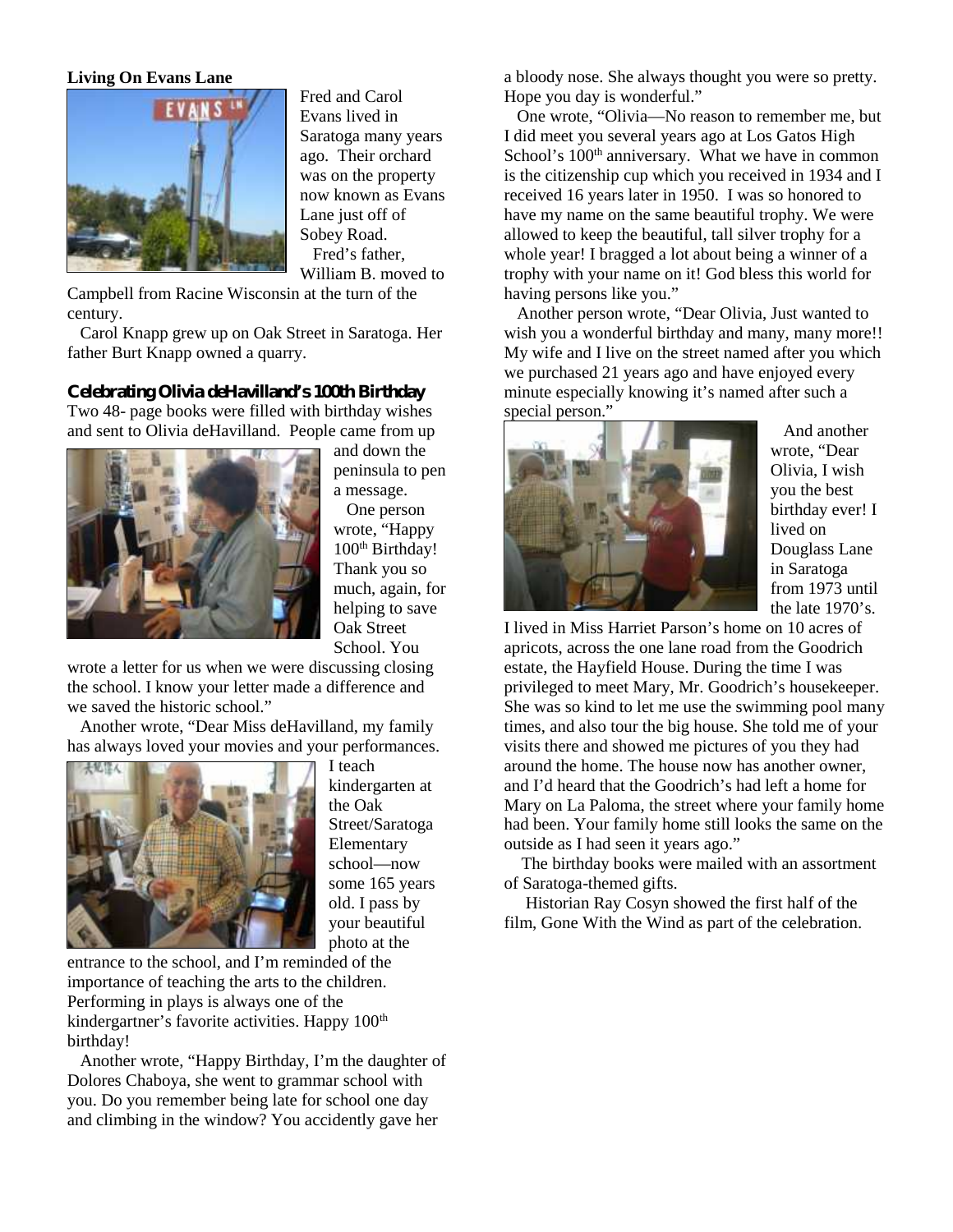**Living On Evans Lane**

Fred and Carol Evans lived in Saratoga many years ago. Their orchard was on the property now known as Evans Lane just off of Sobey Road.

Fred's father, William B. moved to Campbell from Racine Wisconsin at the turn of the century.

Carol Knapp grew up on Oak Street in Saratoga. Her father Burt Knapp owned a quarry.

**Celebrating Olivia deHavilland's 100th Birthday**

Two 48- page books were filled with birthday wishes and sent to Olivia deHavilland. People came from up and down the peninsula to pen a message.

One person wrote, "Happy 100th Birthday! Thank you so much, again, for helping to save Oak Street School. You wrote a letter for us when we were discussing closing the school. I know your letter made a difference and we saved the historic school."

Another wrote, "Dear Miss deHavilland, my family has always loved your movies and your performances. I teach kindergarten at the Oak Street/Saratoga Elementary school—now some 165 years old. I pass by your beautiful photo at the entrance to the school, and I'm reminded of the importance of teaching the arts to the children. Performing in plays is always one of the kindergartner's favorite activities. Happy 100th birthday!

Another wrote, "Happy Birthday, I'm the daughter of Dolores Chaboya, she went to grammar school with you. Do you remember being late for school one day and climbing in the window? You accidently gave her a bloody nose. She always thought you were so pretty. Hope you day is wonderful."

One wrote, "Olivia—No reason to remember me, but I did meet you several years ago at Los Gatos High School's 100th anniversary. What we have in common is the citizenship cup which you received in 1934 and I received 16 years later in 1950. I was so honored to have my name on the same beautiful trophy. We were allowed to keep the beautiful, tall silver trophy for a whole year! I bragged a lot about being a winner of a trophy with your name on it! God bless this world for having persons like you."

Another person wrote, "Dear Olivia, Just wanted to wish you a wonderful birthday and many, many more!! My wife and I live on the street named after you which we purchased 21 years ago and have enjoyed every minute especially knowing it's named after such a special person."

And another wrote, "Dear Olivia, I wish you the best birthday ever! I lived on Douglass Lane in Saratoga from 1973 until the late 1970's. I lived in Miss Harriet Parson's home on 10 acres of apricots, across the one lane road from the Goodrich estate, the Hayfield House. During the time I was privileged to meet Mary, Mr. Goodrich's housekeeper. She was so kind to let me use the swimming pool many times, and also tour the big house. She told me of your visits there and showed me pictures of you they had around the home. The house now has another owner, and I'd heard that the Goodrich's had left a home for Mary on La Paloma, the street where your family home had been. Your family home still looks the same on the outside as I had seen it years ago."

The birthday books were mailed with an assortment of Saratoga-themed gifts.

Historian Ray Cosyn showed the first half of the film, Gone With the Wind as part of the celebration.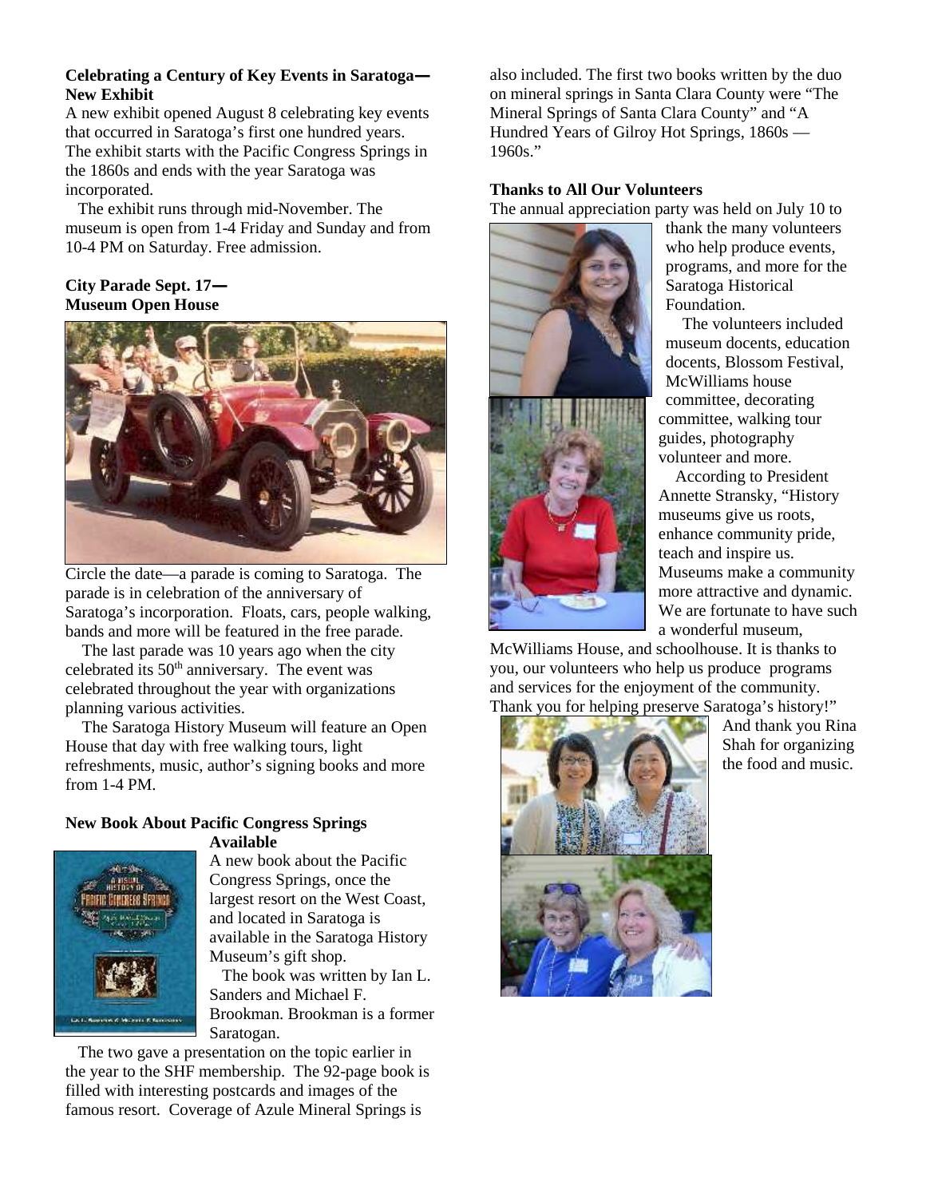**Celebrating a Century of Key Events in Saratoga—New Exhibit**

A new exhibit opened August 8 celebrating key events that occurred in Saratoga's first one hundred years. The exhibit starts with the Pacific Congress Springs in the 1860s and ends with the year Saratoga was incorporated.

The exhibit runs through mid-November. The museum is open from 1-4 Friday and Sunday and from 10-4 PM on Saturday. Free admission.

**City Parade Sept. 17—Museum Open House**

Circle the date—a parade is coming to Saratoga. The parade is in celebration of the anniversary of Saratoga's incorporation. Floats, cars, people walking, bands and more will be featured in the free parade.

The last parade was 10 years ago when the city celebrated its 50th anniversary. The event was celebrated throughout the year with organizations planning various activities.

The Saratoga History Museum will feature an Open House that day with free walking tours, light refreshments, music, author's signing books and more from 1-4 PM.

**New Book About Pacific Congress Springs Available**

A new book about the Pacific Congress Springs, once the largest resort on the West Coast, and located in Saratoga is available in the Saratoga History Museum's gift shop.

The book was written by Ian L. Sanders and Michael F. Brookman. Brookman is a former Saratogan.

The two gave a presentation on the topic earlier in the year to the SHF membership. The 92-page book is filled with interesting postcards and images of the famous resort. Coverage of Azule Mineral Springs is also included. The first two books written by the duo on mineral springs in Santa Clara County were "The Mineral Springs of Santa Clara County" and "A Hundred Years of Gilroy Hot Springs, 1860s — 1960s."

**Thanks to All Our Volunteers**

The annual appreciation party was held on July 10 to thank the many volunteers who help produce events, programs, and more for the Saratoga Historical Foundation.

The volunteers included museum docents, education docents, Blossom Festival, McWilliams house committee, decorating committee, walking tour guides, photography volunteer and more.

According to President Annette Stransky, "History museums give us roots, enhance community pride, teach and inspire us. Museums make a community more attractive and dynamic. We are fortunate to have such a wonderful museum, McWilliams House, and schoolhouse. It is thanks to you, our volunteers who help us produce programs and services for the enjoyment of the community. Thank you for helping preserve Saratoga's history!"

And thank you Rina Shah for organizing the food and music.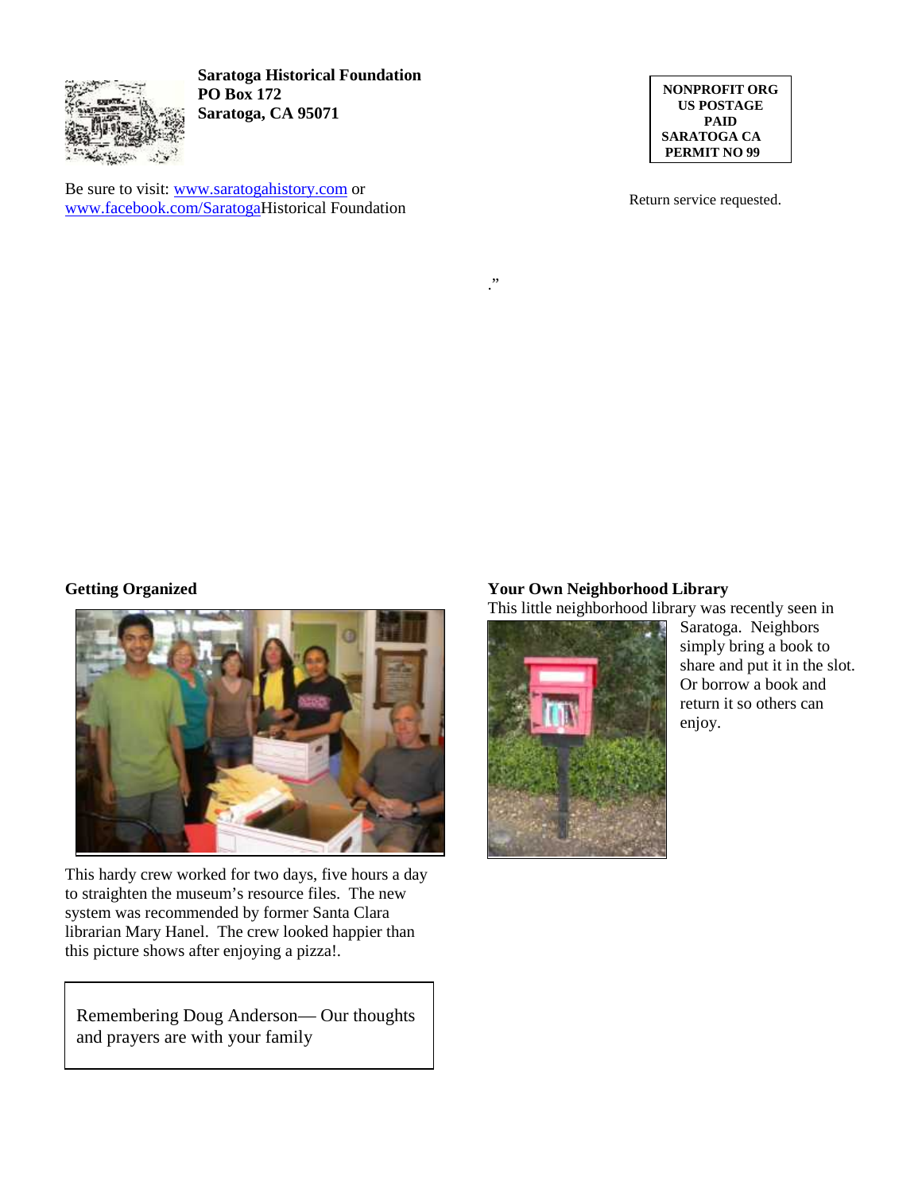**Saratoga Historical Foundation**
**PO Box 172**
**Saratoga, CA 95071**

NONPROFIT ORG
US POSTAGE
PAID
SARATOGA CA
PERMIT NO 99

Be sure to visit: www.saratogahistory.com or www.facebook.com/SaratogaHistorical Foundation

Return service requested.

."

### Getting Organized

This hardy crew worked for two days, five hours a day to straighten the museum's resource files. The new system was recommended by former Santa Clara librarian Mary Hanel. The crew looked happier than this picture shows after enjoying a pizza!.

Remembering Doug Anderson— Our thoughts and prayers are with your family

### Your Own Neighborhood Library

This little neighborhood library was recently seen in Saratoga. Neighbors simply bring a book to share and put it in the slot. Or borrow a book and return it so others can enjoy.